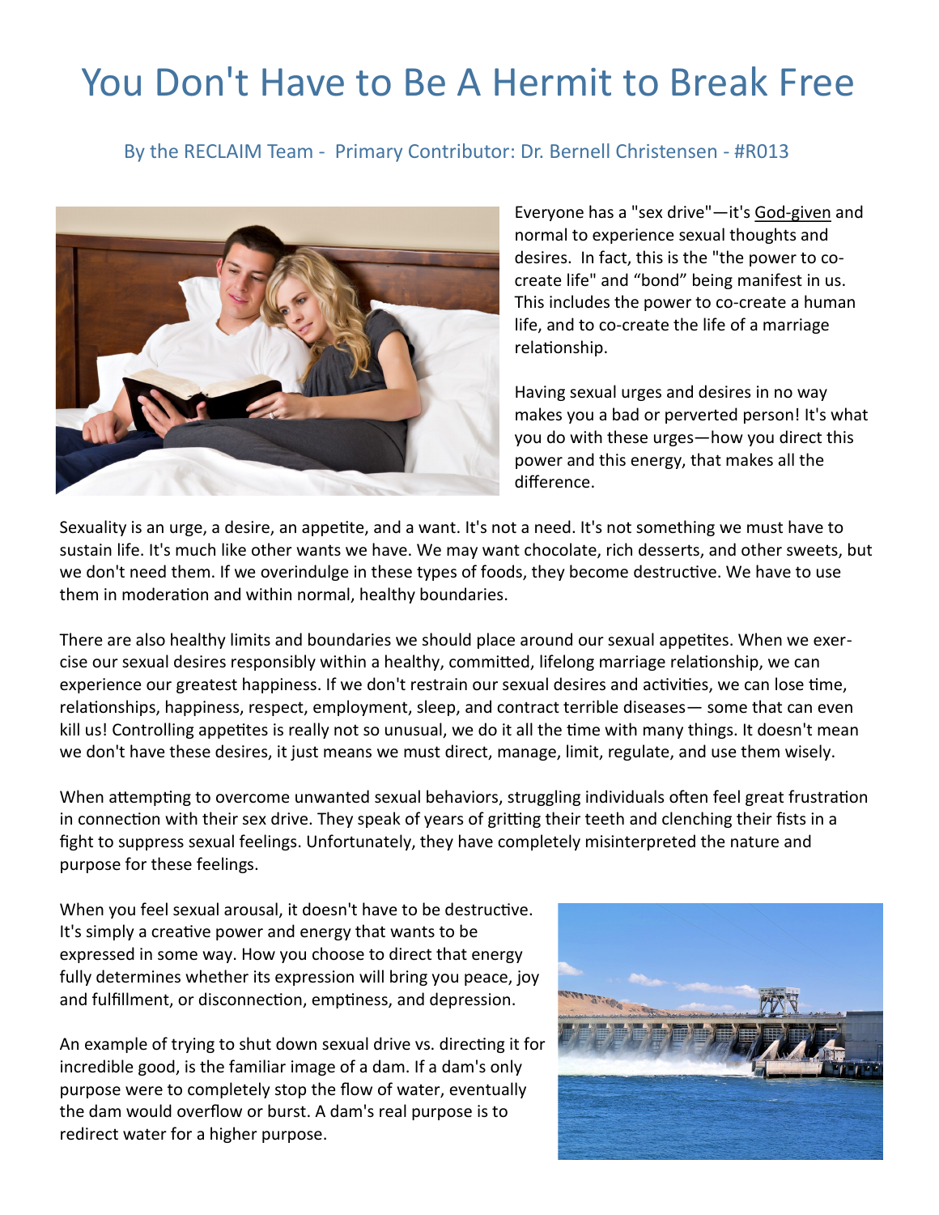# You Don't Have to Be A Hermit to Break Free

By the RECLAIM Team - Primary Contributor: Dr. Bernell Christensen - #R013

Everyone has a "sex drive"—it's God-given and normal to experience sexual thoughts and desires. In fact, this is the "the power to co-create life" and "bond" being manifest in us. This includes the power to co-create a human life, and to co-create the life of a marriage relationship.

Having sexual urges and desires in no way makes you a bad or perverted person! It's what you do with these urges—how you direct this power and this energy, that makes all the difference.

Sexuality is an urge, a desire, an appetite, and a want. It's not a need. It's not something we must have to sustain life. It's much like other wants we have. We may want chocolate, rich desserts, and other sweets, but we don't need them. If we overindulge in these types of foods, they become destructive. We have to use them in moderation and within normal, healthy boundaries.

There are also healthy limits and boundaries we should place around our sexual appetites. When we exercise our sexual desires responsibly within a healthy, committed, lifelong marriage relationship, we can experience our greatest happiness. If we don't restrain our sexual desires and activities, we can lose time, relationships, happiness, respect, employment, sleep, and contract terrible diseases— some that can even kill us! Controlling appetites is really not so unusual, we do it all the time with many things. It doesn't mean we don't have these desires, it just means we must direct, manage, limit, regulate, and use them wisely.

When attempting to overcome unwanted sexual behaviors, struggling individuals often feel great frustration in connection with their sex drive. They speak of years of gritting their teeth and clenching their fists in a fight to suppress sexual feelings. Unfortunately, they have completely misinterpreted the nature and purpose for these feelings.

When you feel sexual arousal, it doesn't have to be destructive. It's simply a creative power and energy that wants to be expressed in some way. How you choose to direct that energy fully determines whether its expression will bring you peace, joy and fulfillment, or disconnection, emptiness, and depression.

An example of trying to shut down sexual drive vs. directing it for incredible good, is the familiar image of a dam. If a dam's only purpose were to completely stop the flow of water, eventually the dam would overflow or burst. A dam's real purpose is to redirect water for a higher purpose.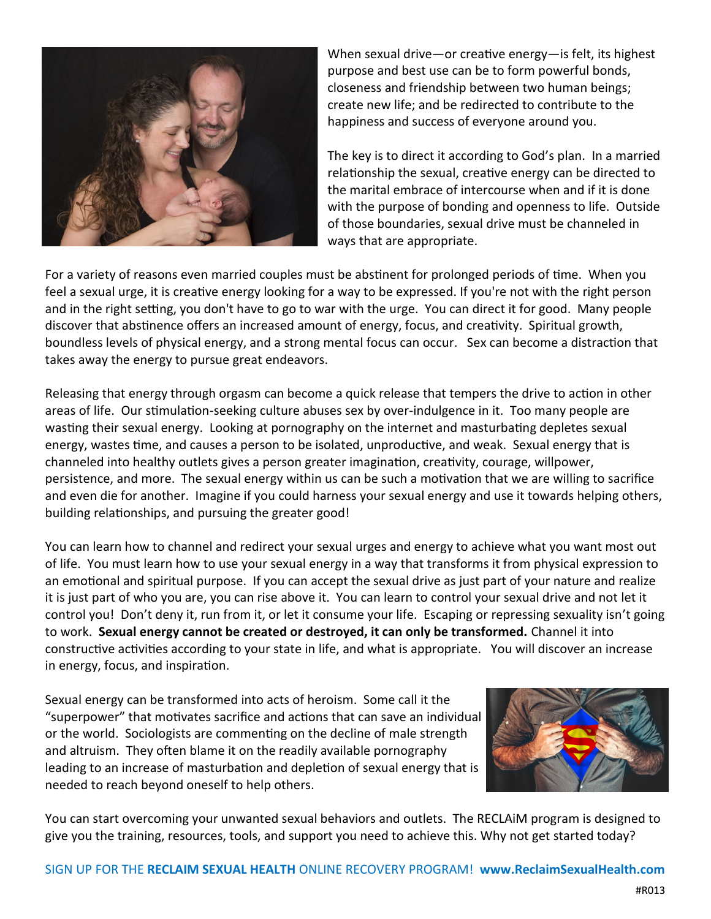When sexual drive—or creative energy—is felt, its highest purpose and best use can be to form powerful bonds, closeness and friendship between two human beings; create new life; and be redirected to contribute to the happiness and success of everyone around you.

The key is to direct it according to God's plan. In a married relationship the sexual, creative energy can be directed to the marital embrace of intercourse when and if it is done with the purpose of bonding and openness to life. Outside of those boundaries, sexual drive must be channeled in ways that are appropriate.

For a variety of reasons even married couples must be abstinent for prolonged periods of time. When you feel a sexual urge, it is creative energy looking for a way to be expressed. If you're not with the right person and in the right setting, you don't have to go to war with the urge. You can direct it for good. Many people discover that abstinence offers an increased amount of energy, focus, and creativity. Spiritual growth, boundless levels of physical energy, and a strong mental focus can occur. Sex can become a distraction that takes away the energy to pursue great endeavors.

Releasing that energy through orgasm can become a quick release that tempers the drive to action in other areas of life. Our stimulation-seeking culture abuses sex by over-indulgence in it. Too many people are wasting their sexual energy. Looking at pornography on the internet and masturbating depletes sexual energy, wastes time, and causes a person to be isolated, unproductive, and weak. Sexual energy that is channeled into healthy outlets gives a person greater imagination, creativity, courage, willpower, persistence, and more. The sexual energy within us can be such a motivation that we are willing to sacrifice and even die for another. Imagine if you could harness your sexual energy and use it towards helping others, building relationships, and pursuing the greater good!

You can learn how to channel and redirect your sexual urges and energy to achieve what you want most out of life. You must learn how to use your sexual energy in a way that transforms it from physical expression to an emotional and spiritual purpose. If you can accept the sexual drive as just part of your nature and realize it is just part of who you are, you can rise above it. You can learn to control your sexual drive and not let it control you! Don't deny it, run from it, or let it consume your life. Escaping or repressing sexuality isn't going to work. **Sexual energy cannot be created or destroyed, it can only be transformed.** Channel it into constructive activities according to your state in life, and what is appropriate. You will discover an increase in energy, focus, and inspiration.

Sexual energy can be transformed into acts of heroism. Some call it the "superpower" that motivates sacrifice and actions that can save an individual or the world. Sociologists are commenting on the decline of male strength and altruism. They often blame it on the readily available pornography leading to an increase of masturbation and depletion of sexual energy that is needed to reach beyond oneself to help others.

You can start overcoming your unwanted sexual behaviors and outlets. The RECLAiM program is designed to give you the training, resources, tools, and support you need to achieve this. Why not get started today?

SIGN UP FOR THE **RECLAIM SEXUAL HEALTH** ONLINE RECOVERY PROGRAM! **www.ReclaimSexualHealth.com**

#R013